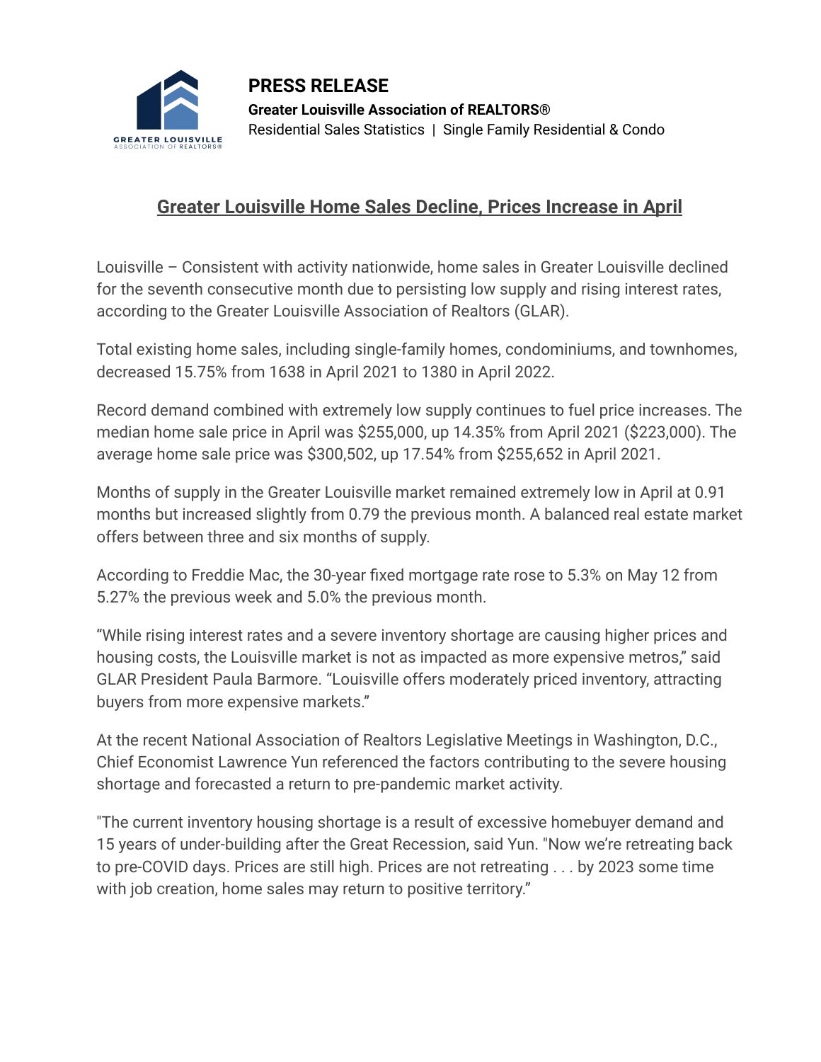**PRESS RELEASE**

**Greater Louisville Association of REALTORS®**

Residential Sales Statistics | Single Family Residential & Condo

# Greater Louisville Home Sales Decline, Prices Increase in April

Louisville – Consistent with activity nationwide, home sales in Greater Louisville declined for the seventh consecutive month due to persisting low supply and rising interest rates, according to the Greater Louisville Association of Realtors (GLAR).

Total existing home sales, including single-family homes, condominiums, and townhomes, decreased 15.75% from 1638 in April 2021 to 1380 in April 2022.

Record demand combined with extremely low supply continues to fuel price increases. The median home sale price in April was $255,000, up 14.35% from April 2021 ($223,000). The average home sale price was $300,502, up 17.54% from $255,652 in April 2021.

Months of supply in the Greater Louisville market remained extremely low in April at 0.91 months but increased slightly from 0.79 the previous month. A balanced real estate market offers between three and six months of supply.

According to Freddie Mac, the 30-year fixed mortgage rate rose to 5.3% on May 12 from 5.27% the previous week and 5.0% the previous month.

"While rising interest rates and a severe inventory shortage are causing higher prices and housing costs, the Louisville market is not as impacted as more expensive metros," said GLAR President Paula Barmore. "Louisville offers moderately priced inventory, attracting buyers from more expensive markets."

At the recent National Association of Realtors Legislative Meetings in Washington, D.C., Chief Economist Lawrence Yun referenced the factors contributing to the severe housing shortage and forecasted a return to pre-pandemic market activity.

"The current inventory housing shortage is a result of excessive homebuyer demand and 15 years of under-building after the Great Recession, said Yun. "Now we're retreating back to pre-COVID days. Prices are still high. Prices are not retreating . . . by 2023 some time with job creation, home sales may return to positive territory."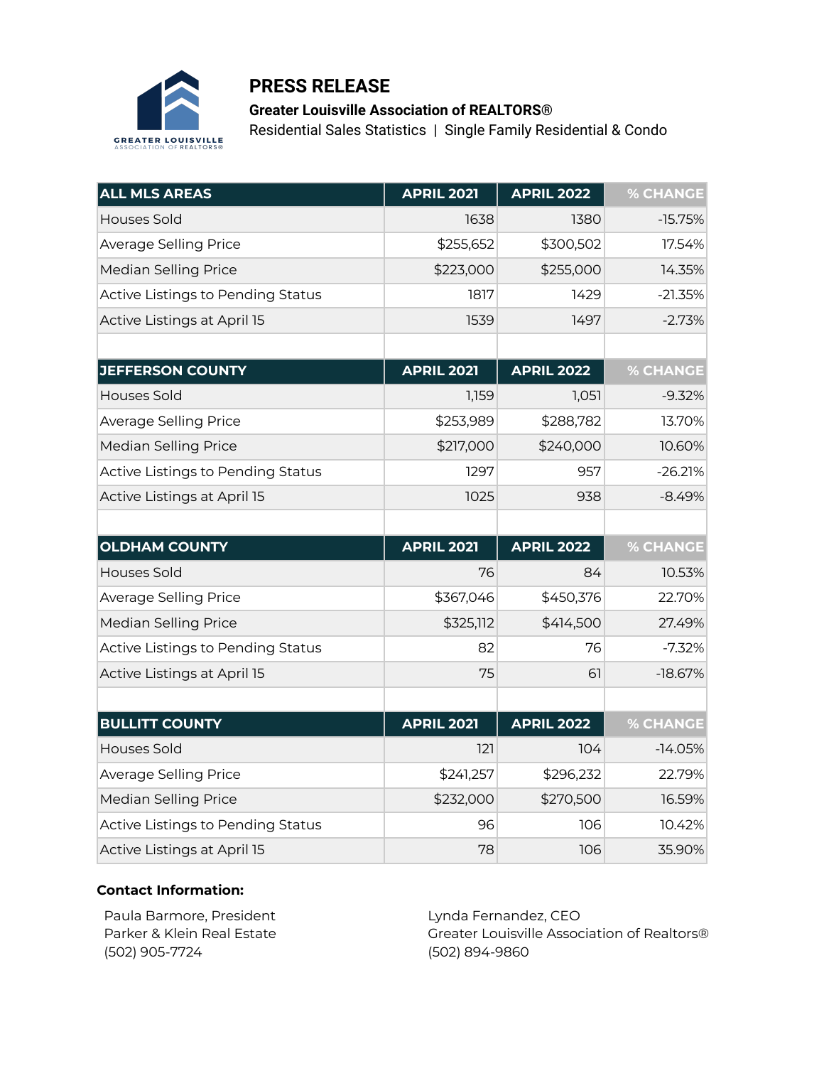# PRESS RELEASE

**Greater Louisville Association of REALTORS®**

Residential Sales Statistics | Single Family Residential & Condo

| ALL MLS AREAS | APRIL 2021 | APRIL 2022 | % CHANGE |
|---|---|---|---|
| Houses Sold | 1638 | 1380 | -15.75% |
| Average Selling Price | $255,652 | $300,502 | 17.54% |
| Median Selling Price | $223,000 | $255,000 | 14.35% |
| Active Listings to Pending Status | 1817 | 1429 | -21.35% |
| Active Listings at April 15 | 1539 | 1497 | -2.73% |
| | | | |
| **JEFFERSON COUNTY** | **APRIL 2021** | **APRIL 2022** | **% CHANGE** |
| Houses Sold | 1,159 | 1,051 | -9.32% |
| Average Selling Price | $253,989 | $288,782 | 13.70% |
| Median Selling Price | $217,000 | $240,000 | 10.60% |
| Active Listings to Pending Status | 1297 | 957 | -26.21% |
| Active Listings at April 15 | 1025 | 938 | -8.49% |
| | | | |
| **OLDHAM COUNTY** | **APRIL 2021** | **APRIL 2022** | **% CHANGE** |
| Houses Sold | 76 | 84 | 10.53% |
| Average Selling Price | $367,046 | $450,376 | 22.70% |
| Median Selling Price | $325,112 | $414,500 | 27.49% |
| Active Listings to Pending Status | 82 | 76 | -7.32% |
| Active Listings at April 15 | 75 | 61 | -18.67% |
| | | | |
| **BULLITT COUNTY** | **APRIL 2021** | **APRIL 2022** | **% CHANGE** |
| Houses Sold | 121 | 104 | -14.05% |
| Average Selling Price | $241,257 | $296,232 | 22.79% |
| Median Selling Price | $232,000 | $270,500 | 16.59% |
| Active Listings to Pending Status | 96 | 106 | 10.42% |
| Active Listings at April 15 | 78 | 106 | 35.90% |

**Contact Information:**

Paula Barmore, President
Parker & Klein Real Estate
(502) 905-7724

Lynda Fernandez, CEO
Greater Louisville Association of Realtors®
(502) 894-9860